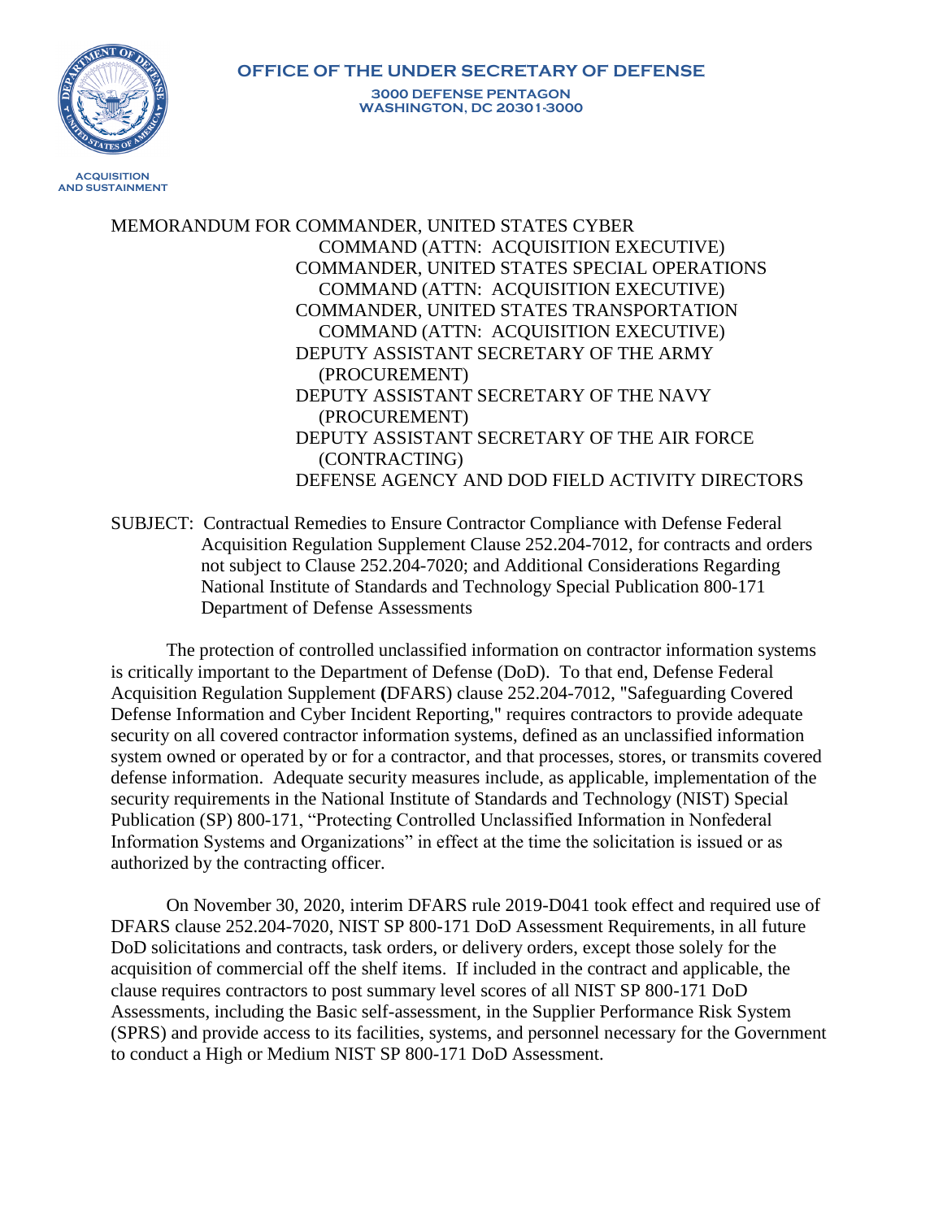**OFFICE OF THE UNDER SECRETARY OF DEFENSE**

**3000 DEFENSE PENTAGON**
**WASHINGTON, DC 20301-3000**

**ACQUISITION AND SUSTAINMENT**

MEMORANDUM FOR COMMANDER, UNITED STATES CYBER COMMAND (ATTN: ACQUISITION EXECUTIVE)
COMMANDER, UNITED STATES SPECIAL OPERATIONS COMMAND (ATTN: ACQUISITION EXECUTIVE)
COMMANDER, UNITED STATES TRANSPORTATION COMMAND (ATTN: ACQUISITION EXECUTIVE)
DEPUTY ASSISTANT SECRETARY OF THE ARMY (PROCUREMENT)
DEPUTY ASSISTANT SECRETARY OF THE NAVY (PROCUREMENT)
DEPUTY ASSISTANT SECRETARY OF THE AIR FORCE (CONTRACTING)
DEFENSE AGENCY AND DOD FIELD ACTIVITY DIRECTORS

SUBJECT: Contractual Remedies to Ensure Contractor Compliance with Defense Federal Acquisition Regulation Supplement Clause 252.204-7012, for contracts and orders not subject to Clause 252.204-7020; and Additional Considerations Regarding National Institute of Standards and Technology Special Publication 800-171 Department of Defense Assessments

The protection of controlled unclassified information on contractor information systems is critically important to the Department of Defense (DoD). To that end, Defense Federal Acquisition Regulation Supplement (DFARS) clause 252.204-7012, "Safeguarding Covered Defense Information and Cyber Incident Reporting," requires contractors to provide adequate security on all covered contractor information systems, defined as an unclassified information system owned or operated by or for a contractor, and that processes, stores, or transmits covered defense information. Adequate security measures include, as applicable, implementation of the security requirements in the National Institute of Standards and Technology (NIST) Special Publication (SP) 800-171, "Protecting Controlled Unclassified Information in Nonfederal Information Systems and Organizations" in effect at the time the solicitation is issued or as authorized by the contracting officer.

On November 30, 2020, interim DFARS rule 2019-D041 took effect and required use of DFARS clause 252.204-7020, NIST SP 800-171 DoD Assessment Requirements, in all future DoD solicitations and contracts, task orders, or delivery orders, except those solely for the acquisition of commercial off the shelf items. If included in the contract and applicable, the clause requires contractors to post summary level scores of all NIST SP 800-171 DoD Assessments, including the Basic self-assessment, in the Supplier Performance Risk System (SPRS) and provide access to its facilities, systems, and personnel necessary for the Government to conduct a High or Medium NIST SP 800-171 DoD Assessment.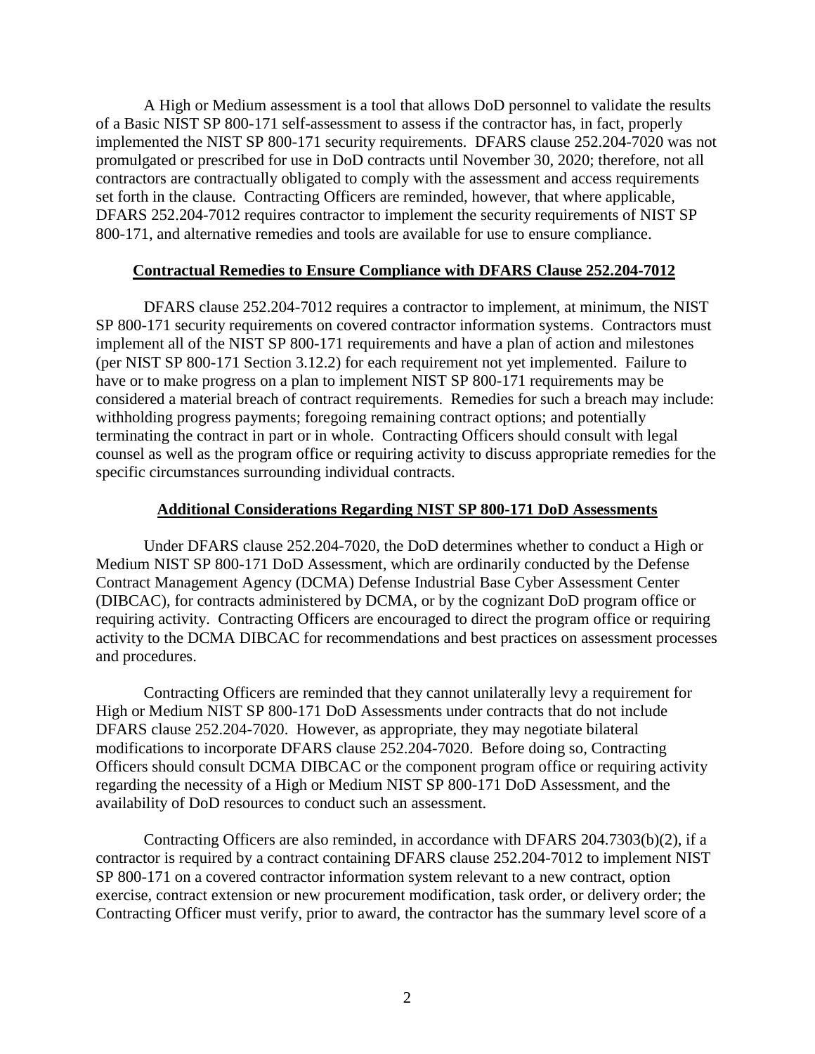A High or Medium assessment is a tool that allows DoD personnel to validate the results of a Basic NIST SP 800-171 self-assessment to assess if the contractor has, in fact, properly implemented the NIST SP 800-171 security requirements. DFARS clause 252.204-7020 was not promulgated or prescribed for use in DoD contracts until November 30, 2020; therefore, not all contractors are contractually obligated to comply with the assessment and access requirements set forth in the clause. Contracting Officers are reminded, however, that where applicable, DFARS 252.204-7012 requires contractor to implement the security requirements of NIST SP 800-171, and alternative remedies and tools are available for use to ensure compliance.

## Contractual Remedies to Ensure Compliance with DFARS Clause 252.204-7012

DFARS clause 252.204-7012 requires a contractor to implement, at minimum, the NIST SP 800-171 security requirements on covered contractor information systems. Contractors must implement all of the NIST SP 800-171 requirements and have a plan of action and milestones (per NIST SP 800-171 Section 3.12.2) for each requirement not yet implemented. Failure to have or to make progress on a plan to implement NIST SP 800-171 requirements may be considered a material breach of contract requirements. Remedies for such a breach may include: withholding progress payments; foregoing remaining contract options; and potentially terminating the contract in part or in whole. Contracting Officers should consult with legal counsel as well as the program office or requiring activity to discuss appropriate remedies for the specific circumstances surrounding individual contracts.

## Additional Considerations Regarding NIST SP 800-171 DoD Assessments

Under DFARS clause 252.204-7020, the DoD determines whether to conduct a High or Medium NIST SP 800-171 DoD Assessment, which are ordinarily conducted by the Defense Contract Management Agency (DCMA) Defense Industrial Base Cyber Assessment Center (DIBCAC), for contracts administered by DCMA, or by the cognizant DoD program office or requiring activity. Contracting Officers are encouraged to direct the program office or requiring activity to the DCMA DIBCAC for recommendations and best practices on assessment processes and procedures.

Contracting Officers are reminded that they cannot unilaterally levy a requirement for High or Medium NIST SP 800-171 DoD Assessments under contracts that do not include DFARS clause 252.204-7020. However, as appropriate, they may negotiate bilateral modifications to incorporate DFARS clause 252.204-7020. Before doing so, Contracting Officers should consult DCMA DIBCAC or the component program office or requiring activity regarding the necessity of a High or Medium NIST SP 800-171 DoD Assessment, and the availability of DoD resources to conduct such an assessment.

Contracting Officers are also reminded, in accordance with DFARS 204.7303(b)(2), if a contractor is required by a contract containing DFARS clause 252.204-7012 to implement NIST SP 800-171 on a covered contractor information system relevant to a new contract, option exercise, contract extension or new procurement modification, task order, or delivery order; the Contracting Officer must verify, prior to award, the contractor has the summary level score of a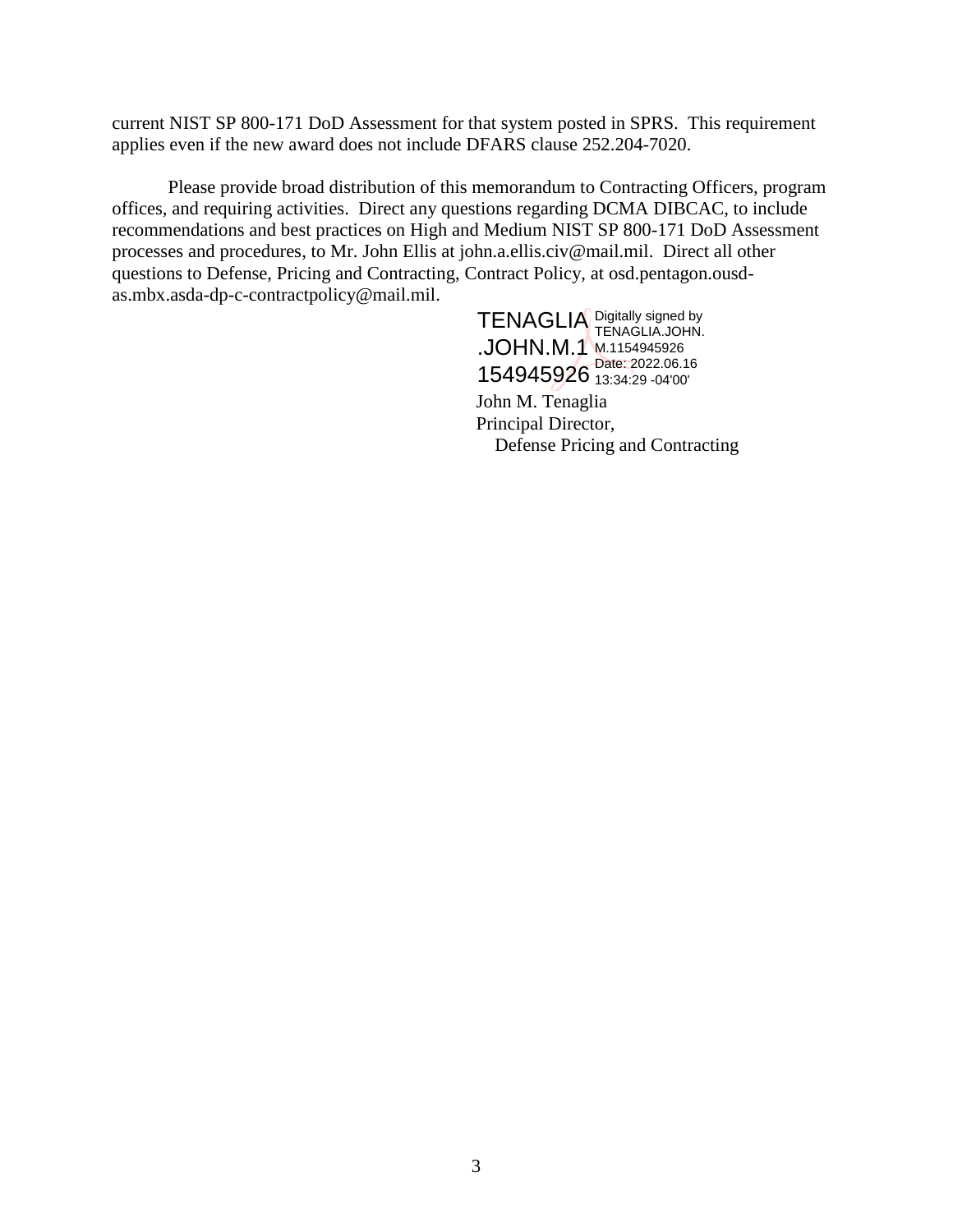current NIST SP 800-171 DoD Assessment for that system posted in SPRS. This requirement applies even if the new award does not include DFARS clause 252.204-7020.

Please provide broad distribution of this memorandum to Contracting Officers, program offices, and requiring activities. Direct any questions regarding DCMA DIBCAC, to include recommendations and best practices on High and Medium NIST SP 800-171 DoD Assessment processes and procedures, to Mr. John Ellis at john.a.ellis.civ@mail.mil. Direct all other questions to Defense, Pricing and Contracting, Contract Policy, at osd.pentagon.ousd-as.mbx.asda-dp-c-contractpolicy@mail.mil.

TENAGLIA.JOHN.M.1154945926 Digitally signed by TENAGLIA.JOHN.M.1154945926 Date: 2022.06.16 13:34:29 -04'00'

John M. Tenaglia
Principal Director,
Defense Pricing and Contracting